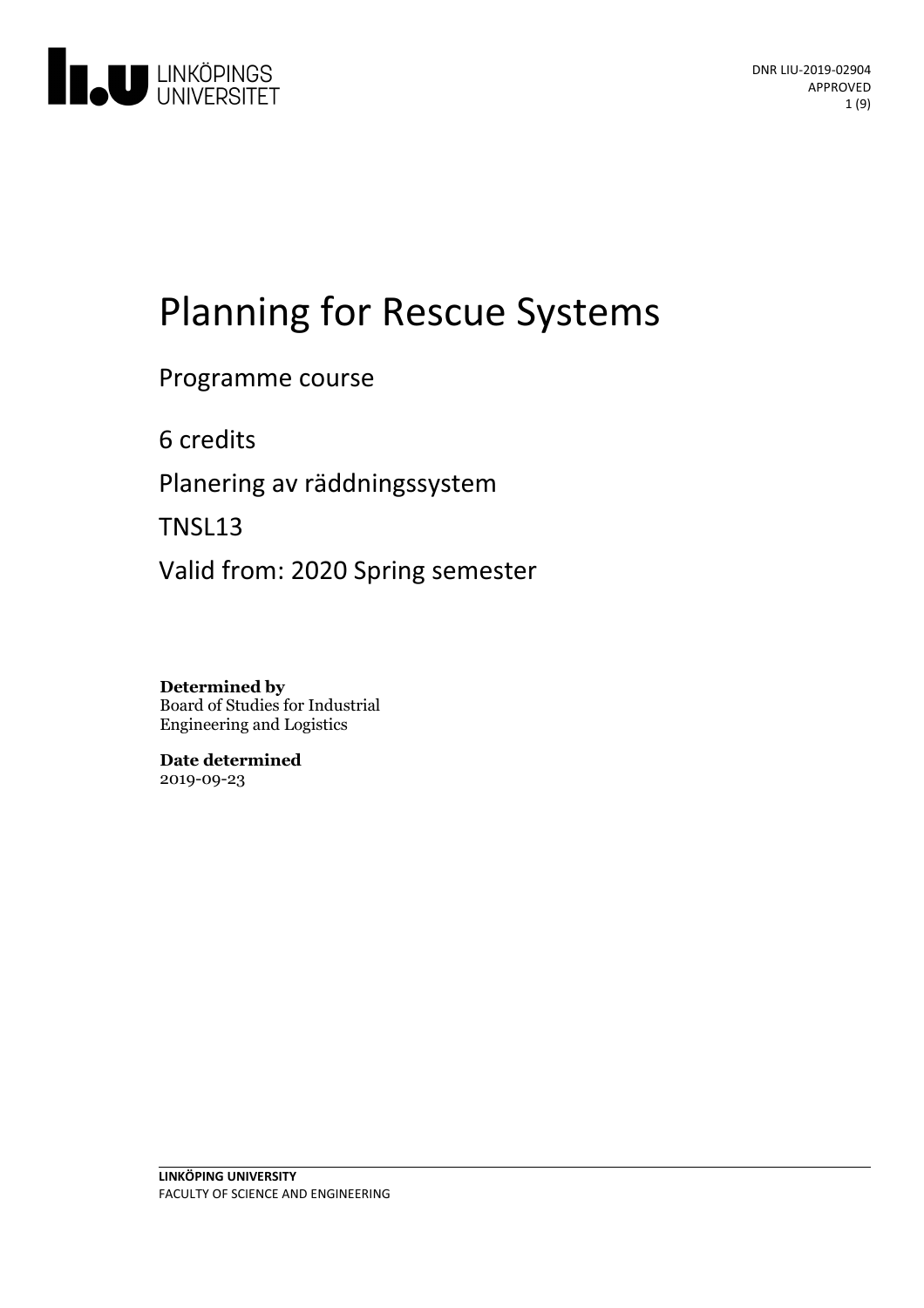DNR LIU-2019-02904
APPROVED

# Planning for Rescue Systems

Programme course

6 credits

Planering av räddningssystem

TNSL13

Valid from: 2020 Spring semester

**Determined by**
Board of Studies for Industrial Engineering and Logistics

**Date determined**
2019-09-23

**LINKÖPING UNIVERSITY**
FACULTY OF SCIENCE AND ENGINEERING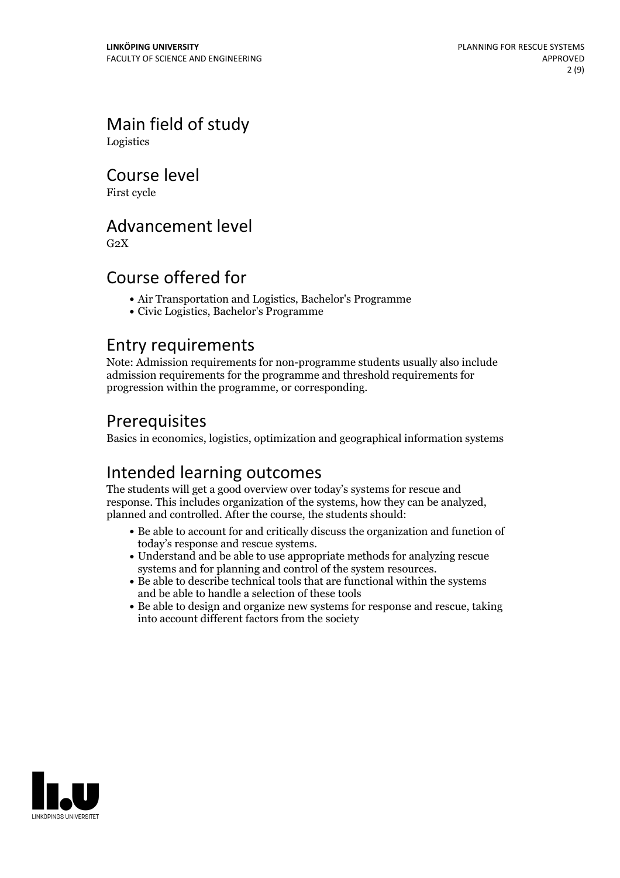## Main field of study

Logistics

## Course level

First cycle

## Advancement level

G2X

## Course offered for

- Air Transportation and Logistics, Bachelor's Programme
- Civic Logistics, Bachelor's Programme

## Entry requirements

Note: Admission requirements for non-programme students usually also include admission requirements for the programme and threshold requirements for progression within the programme, or corresponding.

## Prerequisites

Basics in economics, logistics, optimization and geographical information systems

## Intended learning outcomes

The students will get a good overview over today's systems for rescue and response. This includes organization of the systems, how they can be analyzed, planned and controlled. After the course, the students should:

- Be able to account for and critically discuss the organization and function of today's response and rescue systems.
- Understand and be able to use appropriate methods for analyzing rescue systems and for planning and control of the system resources.
- Be able to describe technical tools that are functional within the systems and be able to handle a selection of these tools
- Be able to design and organize new systems for response and rescue, taking into account different factors from the society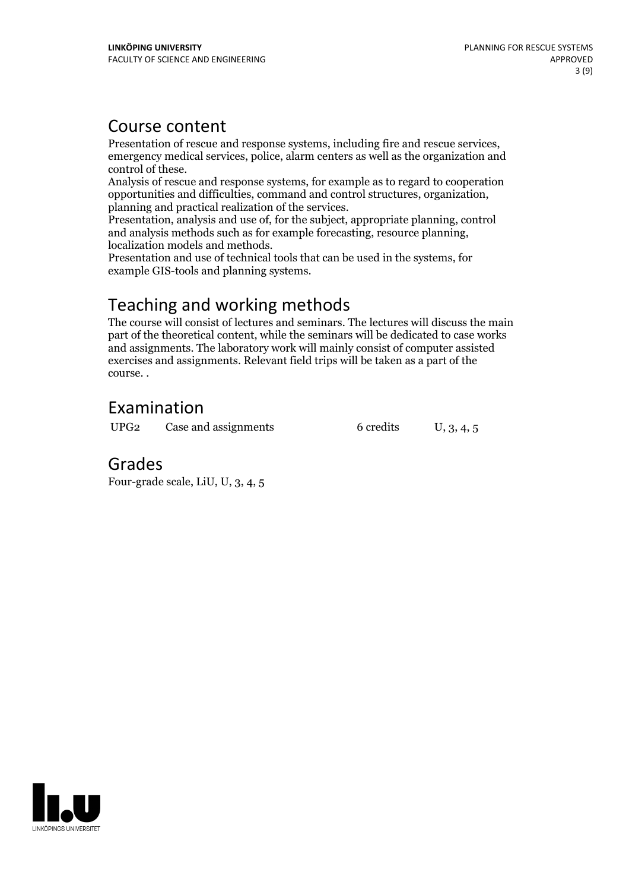## Course content

Presentation of rescue and response systems, including fire and rescue services, emergency medical services, police, alarm centers as well as the organization and control of these.
Analysis of rescue and response systems, for example as to regard to cooperation opportunities and difficulties, command and control structures, organization, planning and practical realization of the services.
Presentation, analysis and use of, for the subject, appropriate planning, control and analysis methods such as for example forecasting, resource planning, localization models and methods.
Presentation and use of technical tools that can be used in the systems, for example GIS-tools and planning systems.

## Teaching and working methods

The course will consist of lectures and seminars. The lectures will discuss the main part of the theoretical content, while the seminars will be dedicated to case works and assignments. The laboratory work will mainly consist of computer assisted exercises and assignments. Relevant field trips will be taken as a part of the course. .

## Examination

| | | | |
|---|---|---|---|
| UPG2 | Case and assignments | 6 credits | U, 3, 4, 5 |

## Grades

Four-grade scale, LiU, U, 3, 4, 5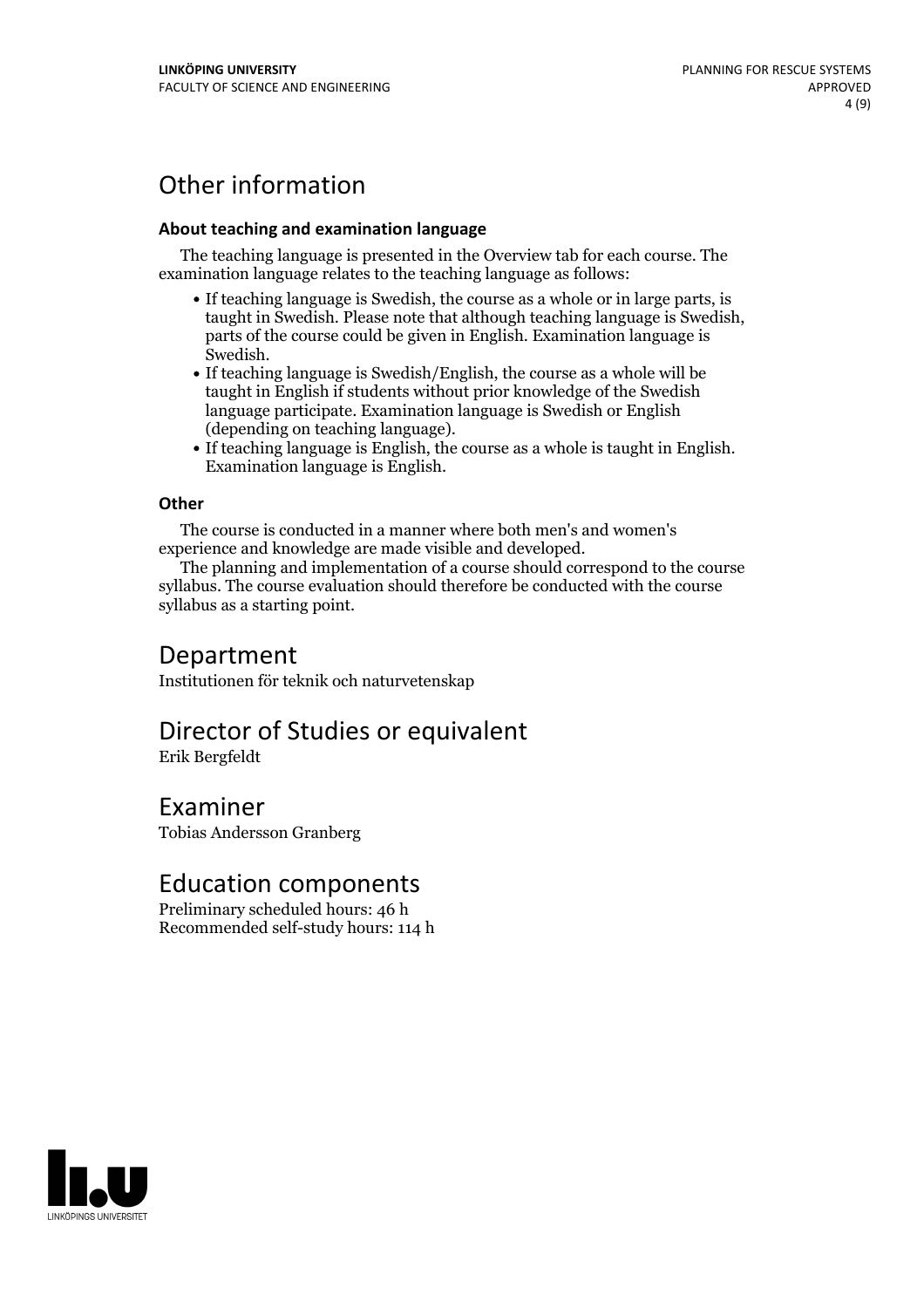# Other information

### About teaching and examination language

The teaching language is presented in the Overview tab for each course. The examination language relates to the teaching language as follows:

- If teaching language is Swedish, the course as a whole or in large parts, is taught in Swedish. Please note that although teaching language is Swedish, parts of the course could be given in English. Examination language is Swedish.
- If teaching language is Swedish/English, the course as a whole will be taught in English if students without prior knowledge of the Swedish language participate. Examination language is Swedish or English (depending on teaching language).
- If teaching language is English, the course as a whole is taught in English. Examination language is English.

### Other

The course is conducted in a manner where both men's and women's experience and knowledge are made visible and developed.

The planning and implementation of a course should correspond to the course syllabus. The course evaluation should therefore be conducted with the course syllabus as a starting point.

# Department

Institutionen för teknik och naturvetenskap

# Director of Studies or equivalent

Erik Bergfeldt

# Examiner

Tobias Andersson Granberg

# Education components

Preliminary scheduled hours: 46 h
Recommended self-study hours: 114 h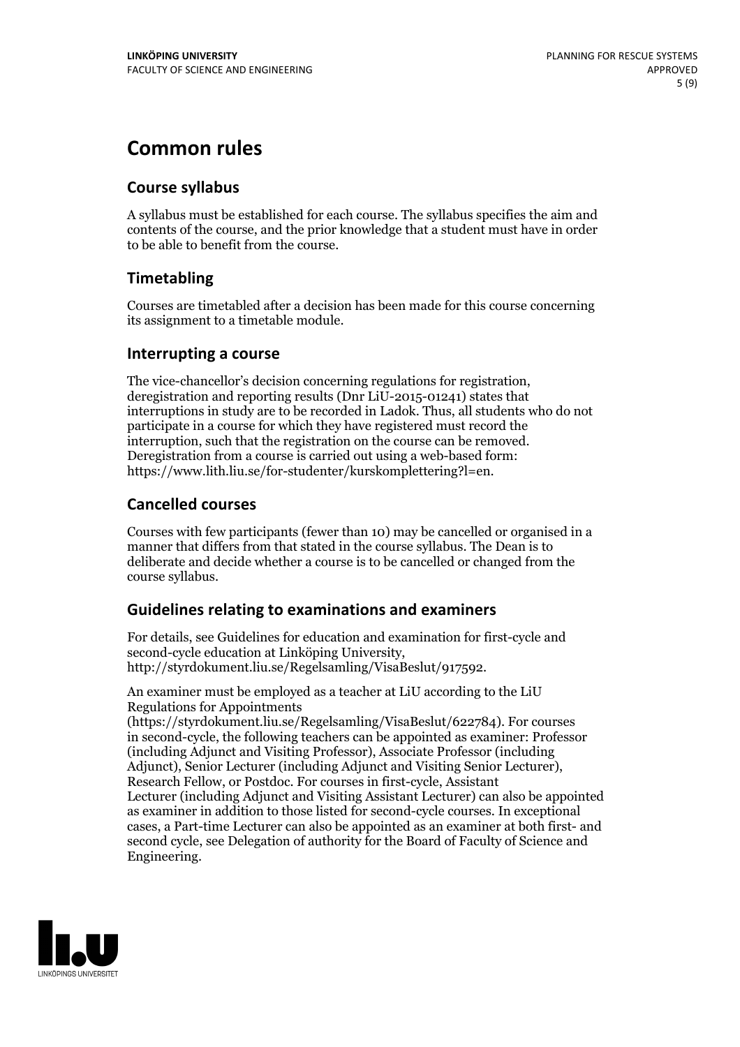# Common rules

## Course syllabus

A syllabus must be established for each course. The syllabus specifies the aim and contents of the course, and the prior knowledge that a student must have in order to be able to benefit from the course.

## Timetabling

Courses are timetabled after a decision has been made for this course concerning its assignment to a timetable module.

## Interrupting a course

The vice-chancellor's decision concerning regulations for registration, deregistration and reporting results (Dnr LiU-2015-01241) states that interruptions in study are to be recorded in Ladok. Thus, all students who do not participate in a course for which they have registered must record the interruption, such that the registration on the course can be removed. Deregistration from a course is carried out using a web-based form: https://www.lith.liu.se/for-studenter/kurskomplettering?l=en.

## Cancelled courses

Courses with few participants (fewer than 10) may be cancelled or organised in a manner that differs from that stated in the course syllabus. The Dean is to deliberate and decide whether a course is to be cancelled or changed from the course syllabus.

## Guidelines relating to examinations and examiners

For details, see Guidelines for education and examination for first-cycle and second-cycle education at Linköping University, http://styrdokument.liu.se/Regelsamling/VisaBeslut/917592.

An examiner must be employed as a teacher at LiU according to the LiU Regulations for Appointments (https://styrdokument.liu.se/Regelsamling/VisaBeslut/622784). For courses in second-cycle, the following teachers can be appointed as examiner: Professor (including Adjunct and Visiting Professor), Associate Professor (including Adjunct), Senior Lecturer (including Adjunct and Visiting Senior Lecturer), Research Fellow, or Postdoc. For courses in first-cycle, Assistant Lecturer (including Adjunct and Visiting Assistant Lecturer) can also be appointed as examiner in addition to those listed for second-cycle courses. In exceptional cases, a Part-time Lecturer can also be appointed as an examiner at both first- and second cycle, see Delegation of authority for the Board of Faculty of Science and Engineering.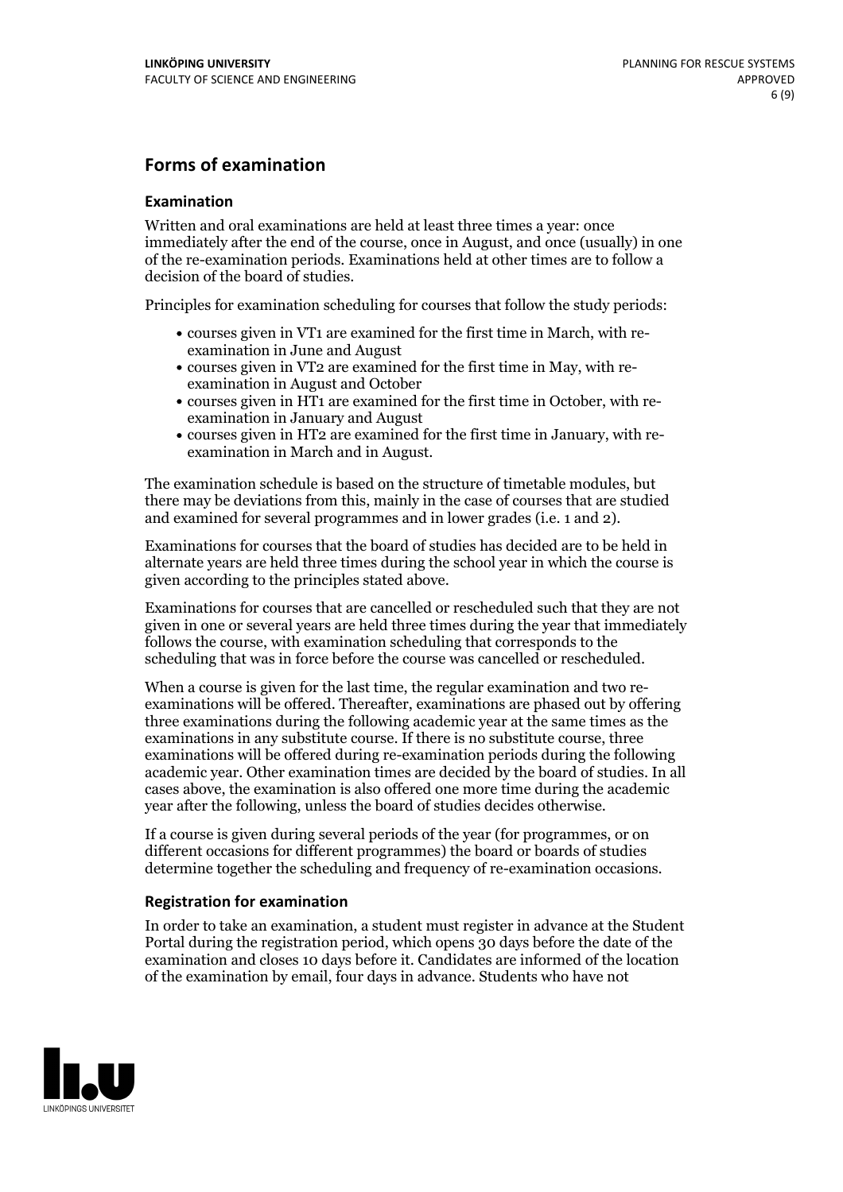## Forms of examination

### Examination

Written and oral examinations are held at least three times a year: once immediately after the end of the course, once in August, and once (usually) in one of the re-examination periods. Examinations held at other times are to follow a decision of the board of studies.

Principles for examination scheduling for courses that follow the study periods:

- courses given in VT1 are examined for the first time in March, with re-examination in June and August
- courses given in VT2 are examined for the first time in May, with re-examination in August and October
- courses given in HT1 are examined for the first time in October, with re-examination in January and August
- courses given in HT2 are examined for the first time in January, with re-examination in March and in August.

The examination schedule is based on the structure of timetable modules, but there may be deviations from this, mainly in the case of courses that are studied and examined for several programmes and in lower grades (i.e. 1 and 2).

Examinations for courses that the board of studies has decided are to be held in alternate years are held three times during the school year in which the course is given according to the principles stated above.

Examinations for courses that are cancelled or rescheduled such that they are not given in one or several years are held three times during the year that immediately follows the course, with examination scheduling that corresponds to the scheduling that was in force before the course was cancelled or rescheduled.

When a course is given for the last time, the regular examination and two re-examinations will be offered. Thereafter, examinations are phased out by offering three examinations during the following academic year at the same times as the examinations in any substitute course. If there is no substitute course, three examinations will be offered during re-examination periods during the following academic year. Other examination times are decided by the board of studies. In all cases above, the examination is also offered one more time during the academic year after the following, unless the board of studies decides otherwise.

If a course is given during several periods of the year (for programmes, or on different occasions for different programmes) the board or boards of studies determine together the scheduling and frequency of re-examination occasions.

### Registration for examination

In order to take an examination, a student must register in advance at the Student Portal during the registration period, which opens 30 days before the date of the examination and closes 10 days before it. Candidates are informed of the location of the examination by email, four days in advance. Students who have not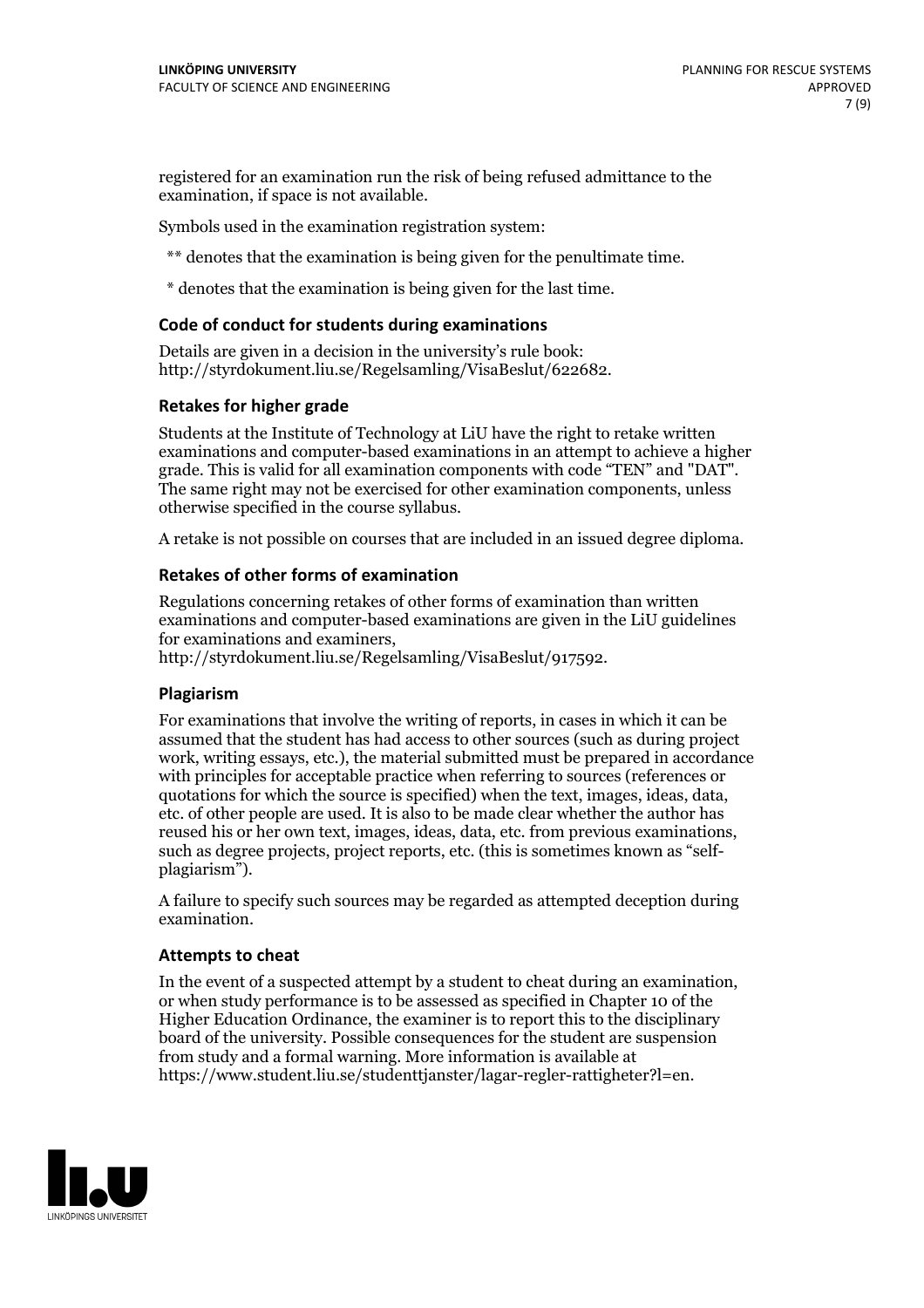registered for an examination run the risk of being refused admittance to the examination, if space is not available.

Symbols used in the examination registration system:

** denotes that the examination is being given for the penultimate time.

* denotes that the examination is being given for the last time.

### Code of conduct for students during examinations

Details are given in a decision in the university's rule book: http://styrdokument.liu.se/Regelsamling/VisaBeslut/622682.

### Retakes for higher grade

Students at the Institute of Technology at LiU have the right to retake written examinations and computer-based examinations in an attempt to achieve a higher grade. This is valid for all examination components with code "TEN" and "DAT". The same right may not be exercised for other examination components, unless otherwise specified in the course syllabus.

A retake is not possible on courses that are included in an issued degree diploma.

### Retakes of other forms of examination

Regulations concerning retakes of other forms of examination than written examinations and computer-based examinations are given in the LiU guidelines for examinations and examiners, http://styrdokument.liu.se/Regelsamling/VisaBeslut/917592.

### Plagiarism

For examinations that involve the writing of reports, in cases in which it can be assumed that the student has had access to other sources (such as during project work, writing essays, etc.), the material submitted must be prepared in accordance with principles for acceptable practice when referring to sources (references or quotations for which the source is specified) when the text, images, ideas, data, etc. of other people are used. It is also to be made clear whether the author has reused his or her own text, images, ideas, data, etc. from previous examinations, such as degree projects, project reports, etc. (this is sometimes known as "self-plagiarism").

A failure to specify such sources may be regarded as attempted deception during examination.

### Attempts to cheat

In the event of a suspected attempt by a student to cheat during an examination, or when study performance is to be assessed as specified in Chapter 10 of the Higher Education Ordinance, the examiner is to report this to the disciplinary board of the university. Possible consequences for the student are suspension from study and a formal warning. More information is available at https://www.student.liu.se/studenttjanster/lagar-regler-rattigheter?l=en.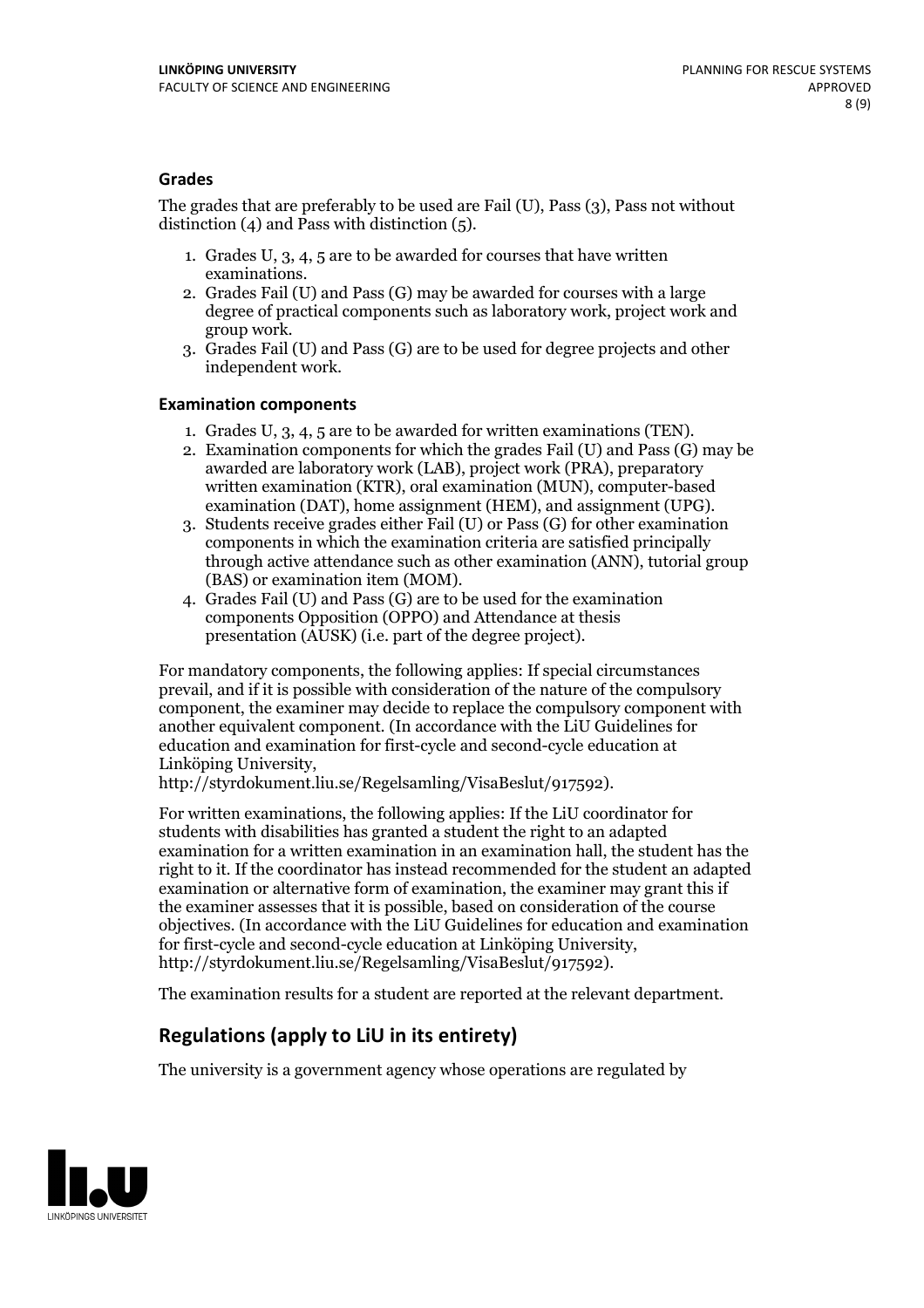### Grades

The grades that are preferably to be used are Fail (U), Pass (3), Pass not without distinction (4) and Pass with distinction (5).

1. Grades U, 3, 4, 5 are to be awarded for courses that have written examinations.
2. Grades Fail (U) and Pass (G) may be awarded for courses with a large degree of practical components such as laboratory work, project work and group work.
3. Grades Fail (U) and Pass (G) are to be used for degree projects and other independent work.

#### Examination components

1. Grades U, 3, 4, 5 are to be awarded for written examinations (TEN).
2. Examination components for which the grades Fail (U) and Pass (G) may be awarded are laboratory work (LAB), project work (PRA), preparatory written examination (KTR), oral examination (MUN), computer-based examination (DAT), home assignment (HEM), and assignment (UPG).
3. Students receive grades either Fail (U) or Pass (G) for other examination components in which the examination criteria are satisfied principally through active attendance such as other examination (ANN), tutorial group (BAS) or examination item (MOM).
4. Grades Fail (U) and Pass (G) are to be used for the examination components Opposition (OPPO) and Attendance at thesis presentation (AUSK) (i.e. part of the degree project).

For mandatory components, the following applies: If special circumstances prevail, and if it is possible with consideration of the nature of the compulsory component, the examiner may decide to replace the compulsory component with another equivalent component. (In accordance with the LiU Guidelines for education and examination for first-cycle and second-cycle education at Linköping University, http://styrdokument.liu.se/Regelsamling/VisaBeslut/917592).

For written examinations, the following applies: If the LiU coordinator for students with disabilities has granted a student the right to an adapted examination for a written examination in an examination hall, the student has the right to it. If the coordinator has instead recommended for the student an adapted examination or alternative form of examination, the examiner may grant this if the examiner assesses that it is possible, based on consideration of the course objectives. (In accordance with the LiU Guidelines for education and examination for first-cycle and second-cycle education at Linköping University, http://styrdokument.liu.se/Regelsamling/VisaBeslut/917592).

The examination results for a student are reported at the relevant department.

## Regulations (apply to LiU in its entirety)

The university is a government agency whose operations are regulated by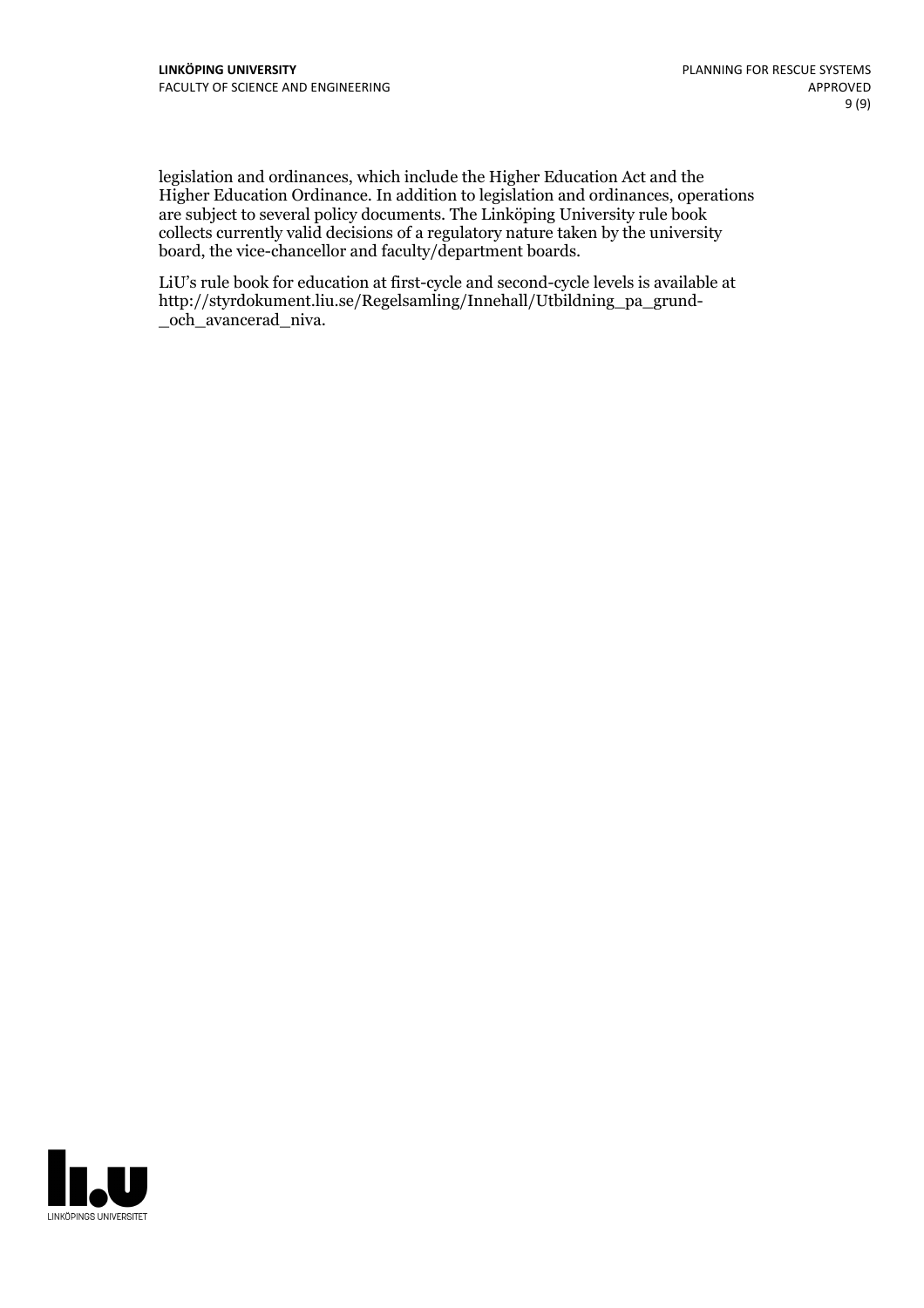legislation and ordinances, which include the Higher Education Act and the Higher Education Ordinance. In addition to legislation and ordinances, operations are subject to several policy documents. The Linköping University rule book collects currently valid decisions of a regulatory nature taken by the university board, the vice-chancellor and faculty/department boards.

LiU's rule book for education at first-cycle and second-cycle levels is available at http://styrdokument.liu.se/Regelsamling/Innehall/Utbildning_pa_grund-_och_avancerad_niva.